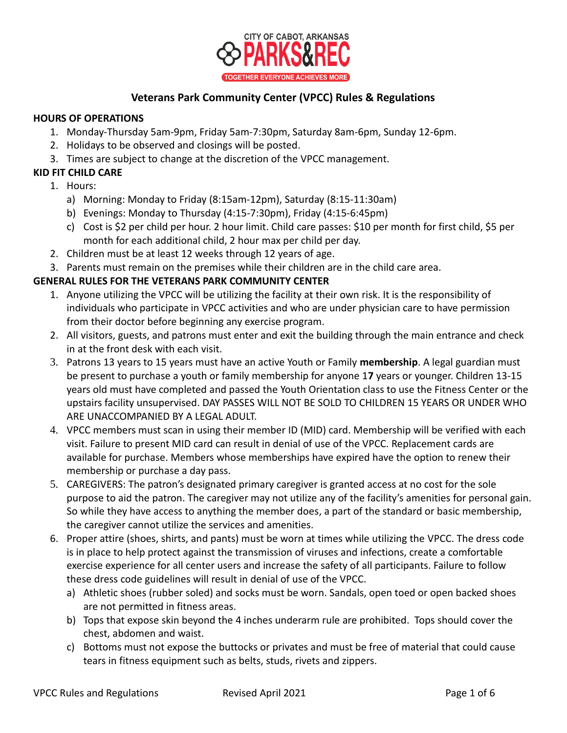CITY OF CABOT, ARKANSAS
PARKS&REC
TOGETHER EVERYONE ACHIEVES MORE

# Veterans Park Community Center (VPCC) Rules & Regulations

**HOURS OF OPERATIONS**

1. Monday-Thursday 5am-9pm, Friday 5am-7:30pm, Saturday 8am-6pm, Sunday 12-6pm.
2. Holidays to be observed and closings will be posted.
3. Times are subject to change at the discretion of the VPCC management.

**KID FIT CHILD CARE**

1. Hours:
   a) Morning: Monday to Friday (8:15am-12pm), Saturday (8:15-11:30am)
   b) Evenings: Monday to Thursday (4:15-7:30pm), Friday (4:15-6:45pm)
   c) Cost is $2 per child per hour. 2 hour limit. Child care passes: $10 per month for first child, $5 per month for each additional child, 2 hour max per child per day.
2. Children must be at least 12 weeks through 12 years of age.
3. Parents must remain on the premises while their children are in the child care area.

**GENERAL RULES FOR THE VETERANS PARK COMMUNITY CENTER**

1. Anyone utilizing the VPCC will be utilizing the facility at their own risk. It is the responsibility of individuals who participate in VPCC activities and who are under physician care to have permission from their doctor before beginning any exercise program.
2. All visitors, guests, and patrons must enter and exit the building through the main entrance and check in at the front desk with each visit.
3. Patrons 13 years to 15 years must have an active Youth or Family **membership**. A legal guardian must be present to purchase a youth or family membership for anyone 1**7** years or younger. Children 13-15 years old must have completed and passed the Youth Orientation class to use the Fitness Center or the upstairs facility unsupervised. DAY PASSES WILL NOT BE SOLD TO CHILDREN 15 YEARS OR UNDER WHO ARE UNACCOMPANIED BY A LEGAL ADULT.
4. VPCC members must scan in using their member ID (MID) card. Membership will be verified with each visit. Failure to present MID card can result in denial of use of the VPCC. Replacement cards are available for purchase. Members whose memberships have expired have the option to renew their membership or purchase a day pass.
5. CAREGIVERS: The patron's designated primary caregiver is granted access at no cost for the sole purpose to aid the patron. The caregiver may not utilize any of the facility's amenities for personal gain. So while they have access to anything the member does, a part of the standard or basic membership, the caregiver cannot utilize the services and amenities.
6. Proper attire (shoes, shirts, and pants) must be worn at times while utilizing the VPCC. The dress code is in place to help protect against the transmission of viruses and infections, create a comfortable exercise experience for all center users and increase the safety of all participants. Failure to follow these dress code guidelines will result in denial of use of the VPCC.
   a) Athletic shoes (rubber soled) and socks must be worn. Sandals, open toed or open backed shoes are not permitted in fitness areas.
   b) Tops that expose skin beyond the 4 inches underarm rule are prohibited. Tops should cover the chest, abdomen and waist.
   c) Bottoms must not expose the buttocks or privates and must be free of material that could cause tears in fitness equipment such as belts, studs, rivets and zippers.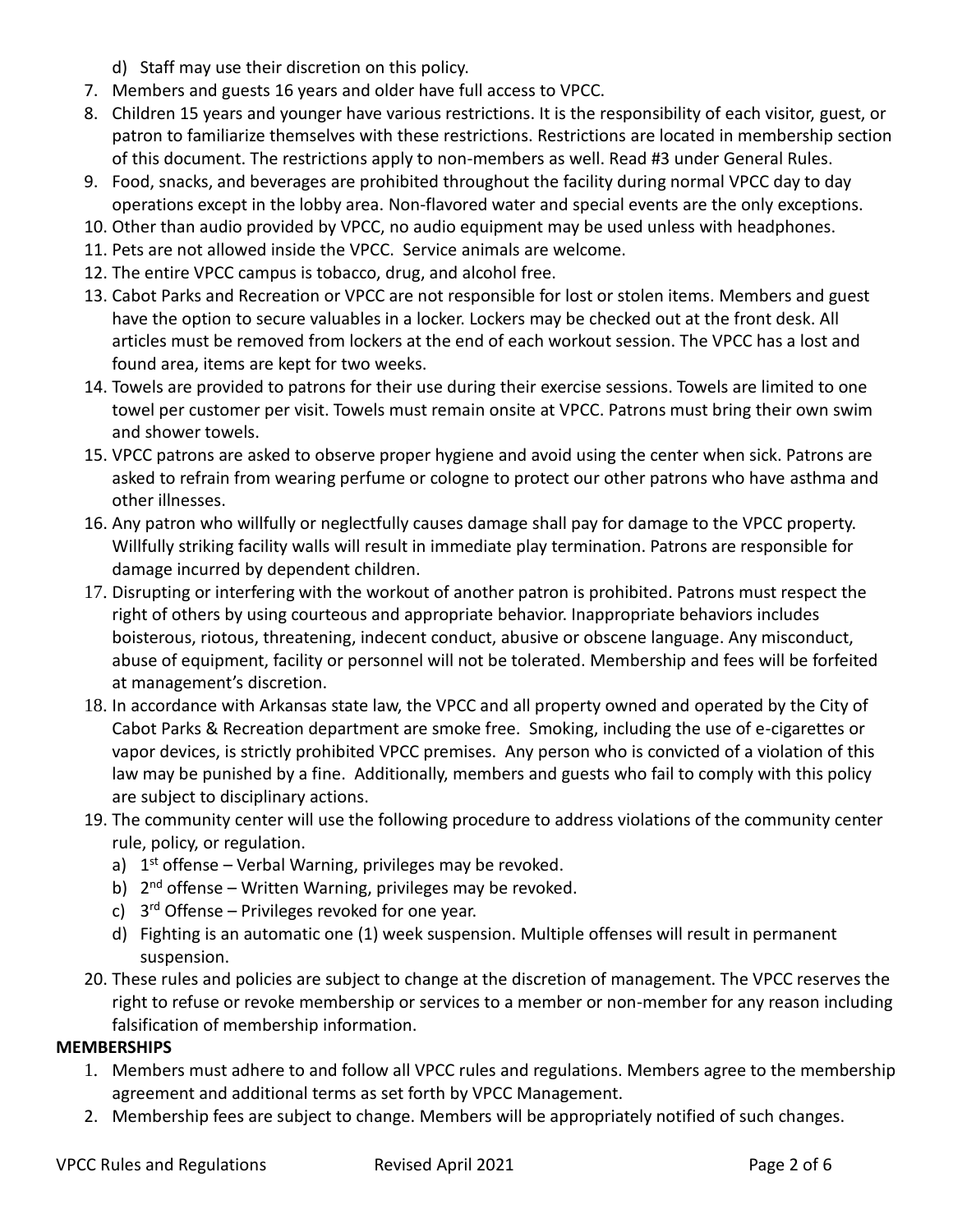d) Staff may use their discretion on this policy.

7. Members and guests 16 years and older have full access to VPCC.
8. Children 15 years and younger have various restrictions. It is the responsibility of each visitor, guest, or patron to familiarize themselves with these restrictions. Restrictions are located in membership section of this document. The restrictions apply to non-members as well. Read #3 under General Rules.
9. Food, snacks, and beverages are prohibited throughout the facility during normal VPCC day to day operations except in the lobby area. Non-flavored water and special events are the only exceptions.
10. Other than audio provided by VPCC, no audio equipment may be used unless with headphones.
11. Pets are not allowed inside the VPCC. Service animals are welcome.
12. The entire VPCC campus is tobacco, drug, and alcohol free.
13. Cabot Parks and Recreation or VPCC are not responsible for lost or stolen items. Members and guest have the option to secure valuables in a locker. Lockers may be checked out at the front desk. All articles must be removed from lockers at the end of each workout session. The VPCC has a lost and found area, items are kept for two weeks.
14. Towels are provided to patrons for their use during their exercise sessions. Towels are limited to one towel per customer per visit. Towels must remain onsite at VPCC. Patrons must bring their own swim and shower towels.
15. VPCC patrons are asked to observe proper hygiene and avoid using the center when sick. Patrons are asked to refrain from wearing perfume or cologne to protect our other patrons who have asthma and other illnesses.
16. Any patron who willfully or neglectfully causes damage shall pay for damage to the VPCC property. Willfully striking facility walls will result in immediate play termination. Patrons are responsible for damage incurred by dependent children.
17. Disrupting or interfering with the workout of another patron is prohibited. Patrons must respect the right of others by using courteous and appropriate behavior. Inappropriate behaviors includes boisterous, riotous, threatening, indecent conduct, abusive or obscene language. Any misconduct, abuse of equipment, facility or personnel will not be tolerated. Membership and fees will be forfeited at management's discretion.
18. In accordance with Arkansas state law, the VPCC and all property owned and operated by the City of Cabot Parks & Recreation department are smoke free. Smoking, including the use of e-cigarettes or vapor devices, is strictly prohibited VPCC premises. Any person who is convicted of a violation of this law may be punished by a fine. Additionally, members and guests who fail to comply with this policy are subject to disciplinary actions.
19. The community center will use the following procedure to address violations of the community center rule, policy, or regulation.
    a) 1st offense – Verbal Warning, privileges may be revoked.
    b) 2nd offense – Written Warning, privileges may be revoked.
    c) 3rd Offense – Privileges revoked for one year.
    d) Fighting is an automatic one (1) week suspension. Multiple offenses will result in permanent suspension.
20. These rules and policies are subject to change at the discretion of management. The VPCC reserves the right to refuse or revoke membership or services to a member or non-member for any reason including falsification of membership information.

**MEMBERSHIPS**

1. Members must adhere to and follow all VPCC rules and regulations. Members agree to the membership agreement and additional terms as set forth by VPCC Management.
2. Membership fees are subject to change. Members will be appropriately notified of such changes.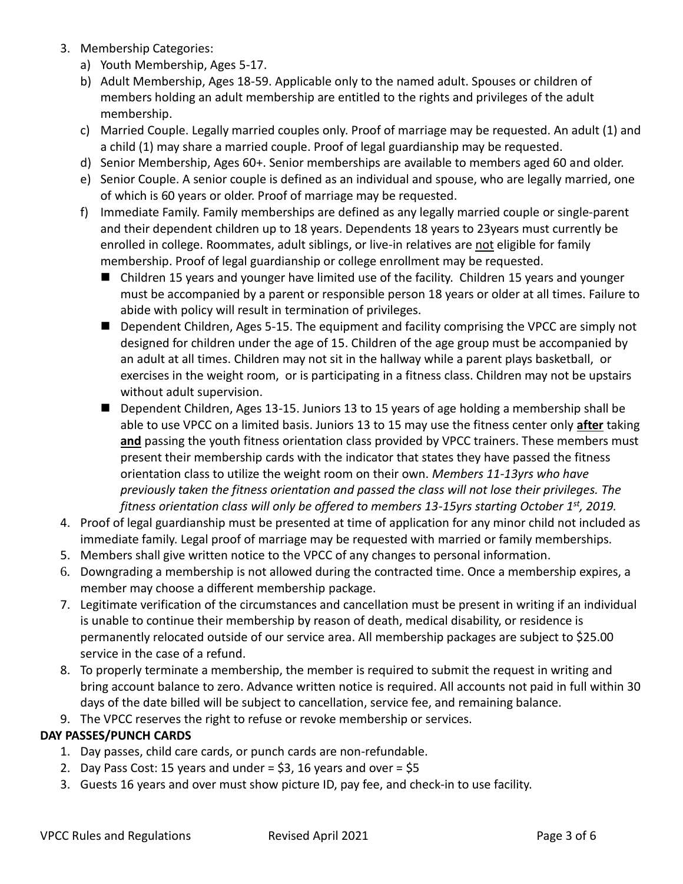3. Membership Categories:
   a) Youth Membership, Ages 5-17.
   b) Adult Membership, Ages 18-59. Applicable only to the named adult. Spouses or children of members holding an adult membership are entitled to the rights and privileges of the adult membership.
   c) Married Couple. Legally married couples only. Proof of marriage may be requested. An adult (1) and a child (1) may share a married couple. Proof of legal guardianship may be requested.
   d) Senior Membership, Ages 60+. Senior memberships are available to members aged 60 and older.
   e) Senior Couple. A senior couple is defined as an individual and spouse, who are legally married, one of which is 60 years or older. Proof of marriage may be requested.
   f) Immediate Family. Family memberships are defined as any legally married couple or single-parent and their dependent children up to 18 years. Dependents 18 years to 23years must currently be enrolled in college. Roommates, adult siblings, or live-in relatives are <u>not</u> eligible for family membership. Proof of legal guardianship or college enrollment may be requested.
      - Children 15 years and younger have limited use of the facility. Children 15 years and younger must be accompanied by a parent or responsible person 18 years or older at all times. Failure to abide with policy will result in termination of privileges.
      - Dependent Children, Ages 5-15. The equipment and facility comprising the VPCC are simply not designed for children under the age of 15. Children of the age group must be accompanied by an adult at all times. Children may not sit in the hallway while a parent plays basketball, or exercises in the weight room, or is participating in a fitness class. Children may not be upstairs without adult supervision.
      - Dependent Children, Ages 13-15. Juniors 13 to 15 years of age holding a membership shall be able to use VPCC on a limited basis. Juniors 13 to 15 may use the fitness center only <u>**after**</u> taking <u>**and**</u> passing the youth fitness orientation class provided by VPCC trainers. These members must present their membership cards with the indicator that states they have passed the fitness orientation class to utilize the weight room on their own. *Members 11-13yrs who have previously taken the fitness orientation and passed the class will not lose their privileges. The fitness orientation class will only be offered to members 13-15yrs starting October 1st, 2019.*
4. Proof of legal guardianship must be presented at time of application for any minor child not included as immediate family. Legal proof of marriage may be requested with married or family memberships.
5. Members shall give written notice to the VPCC of any changes to personal information.
6. Downgrading a membership is not allowed during the contracted time. Once a membership expires, a member may choose a different membership package.
7. Legitimate verification of the circumstances and cancellation must be present in writing if an individual is unable to continue their membership by reason of death, medical disability, or residence is permanently relocated outside of our service area. All membership packages are subject to $25.00 service in the case of a refund.
8. To properly terminate a membership, the member is required to submit the request in writing and bring account balance to zero. Advance written notice is required. All accounts not paid in full within 30 days of the date billed will be subject to cancellation, service fee, and remaining balance.
9. The VPCC reserves the right to refuse or revoke membership or services.

**DAY PASSES/PUNCH CARDS**

1. Day passes, child care cards, or punch cards are non-refundable.
2. Day Pass Cost: 15 years and under = $3, 16 years and over = $5
3. Guests 16 years and over must show picture ID, pay fee, and check-in to use facility.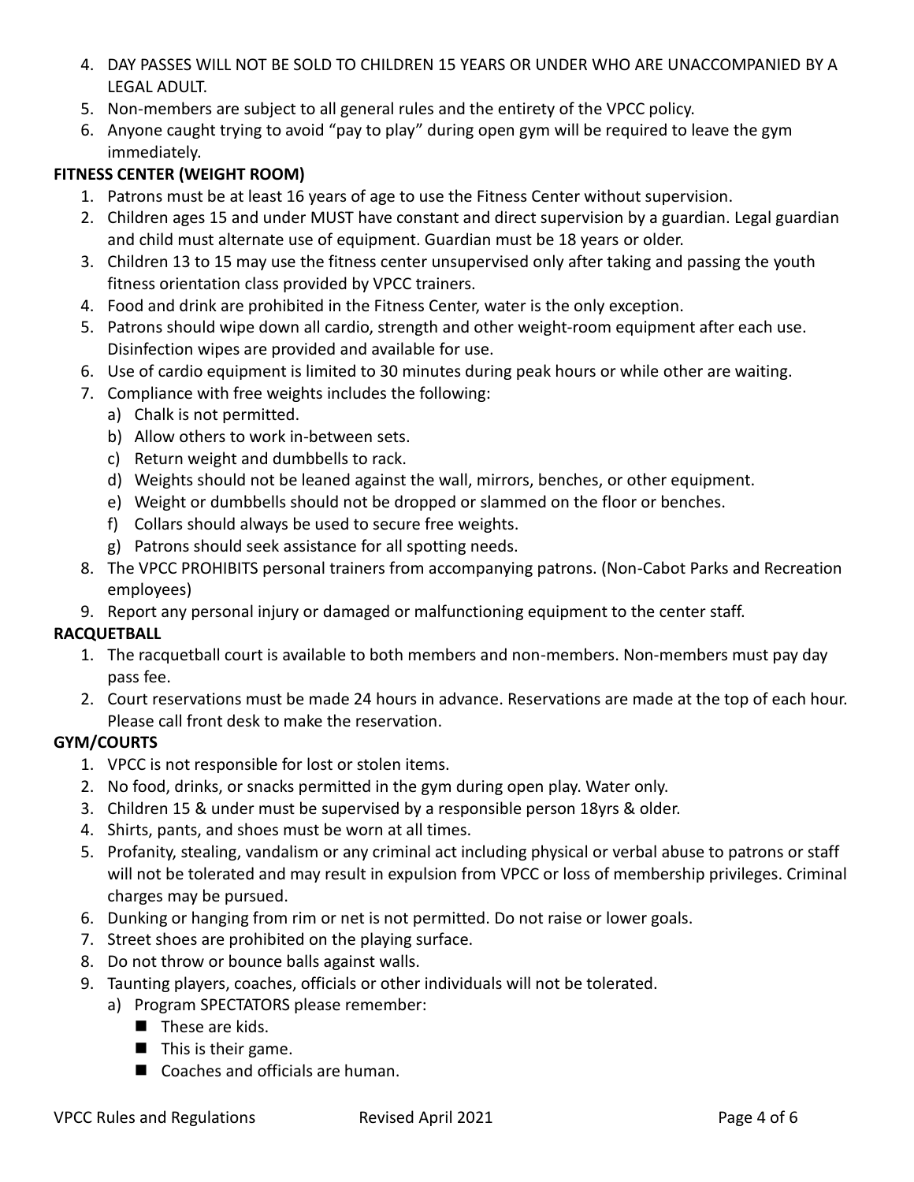4. DAY PASSES WILL NOT BE SOLD TO CHILDREN 15 YEARS OR UNDER WHO ARE UNACCOMPANIED BY A LEGAL ADULT.
5. Non-members are subject to all general rules and the entirety of the VPCC policy.
6. Anyone caught trying to avoid "pay to play" during open gym will be required to leave the gym immediately.

**FITNESS CENTER (WEIGHT ROOM)**

1. Patrons must be at least 16 years of age to use the Fitness Center without supervision.
2. Children ages 15 and under MUST have constant and direct supervision by a guardian. Legal guardian and child must alternate use of equipment. Guardian must be 18 years or older.
3. Children 13 to 15 may use the fitness center unsupervised only after taking and passing the youth fitness orientation class provided by VPCC trainers.
4. Food and drink are prohibited in the Fitness Center, water is the only exception.
5. Patrons should wipe down all cardio, strength and other weight-room equipment after each use. Disinfection wipes are provided and available for use.
6. Use of cardio equipment is limited to 30 minutes during peak hours or while other are waiting.
7. Compliance with free weights includes the following:
   a) Chalk is not permitted.
   b) Allow others to work in-between sets.
   c) Return weight and dumbbells to rack.
   d) Weights should not be leaned against the wall, mirrors, benches, or other equipment.
   e) Weight or dumbbells should not be dropped or slammed on the floor or benches.
   f) Collars should always be used to secure free weights.
   g) Patrons should seek assistance for all spotting needs.
8. The VPCC PROHIBITS personal trainers from accompanying patrons. (Non-Cabot Parks and Recreation employees)
9. Report any personal injury or damaged or malfunctioning equipment to the center staff.

**RACQUETBALL**

1. The racquetball court is available to both members and non-members. Non-members must pay day pass fee.
2. Court reservations must be made 24 hours in advance. Reservations are made at the top of each hour. Please call front desk to make the reservation.

**GYM/COURTS**

1. VPCC is not responsible for lost or stolen items.
2. No food, drinks, or snacks permitted in the gym during open play. Water only.
3. Children 15 & under must be supervised by a responsible person 18yrs & older.
4. Shirts, pants, and shoes must be worn at all times.
5. Profanity, stealing, vandalism or any criminal act including physical or verbal abuse to patrons or staff will not be tolerated and may result in expulsion from VPCC or loss of membership privileges. Criminal charges may be pursued.
6. Dunking or hanging from rim or net is not permitted. Do not raise or lower goals.
7. Street shoes are prohibited on the playing surface.
8. Do not throw or bounce balls against walls.
9. Taunting players, coaches, officials or other individuals will not be tolerated.
   a) Program SPECTATORS please remember:
      - These are kids.
      - This is their game.
      - Coaches and officials are human.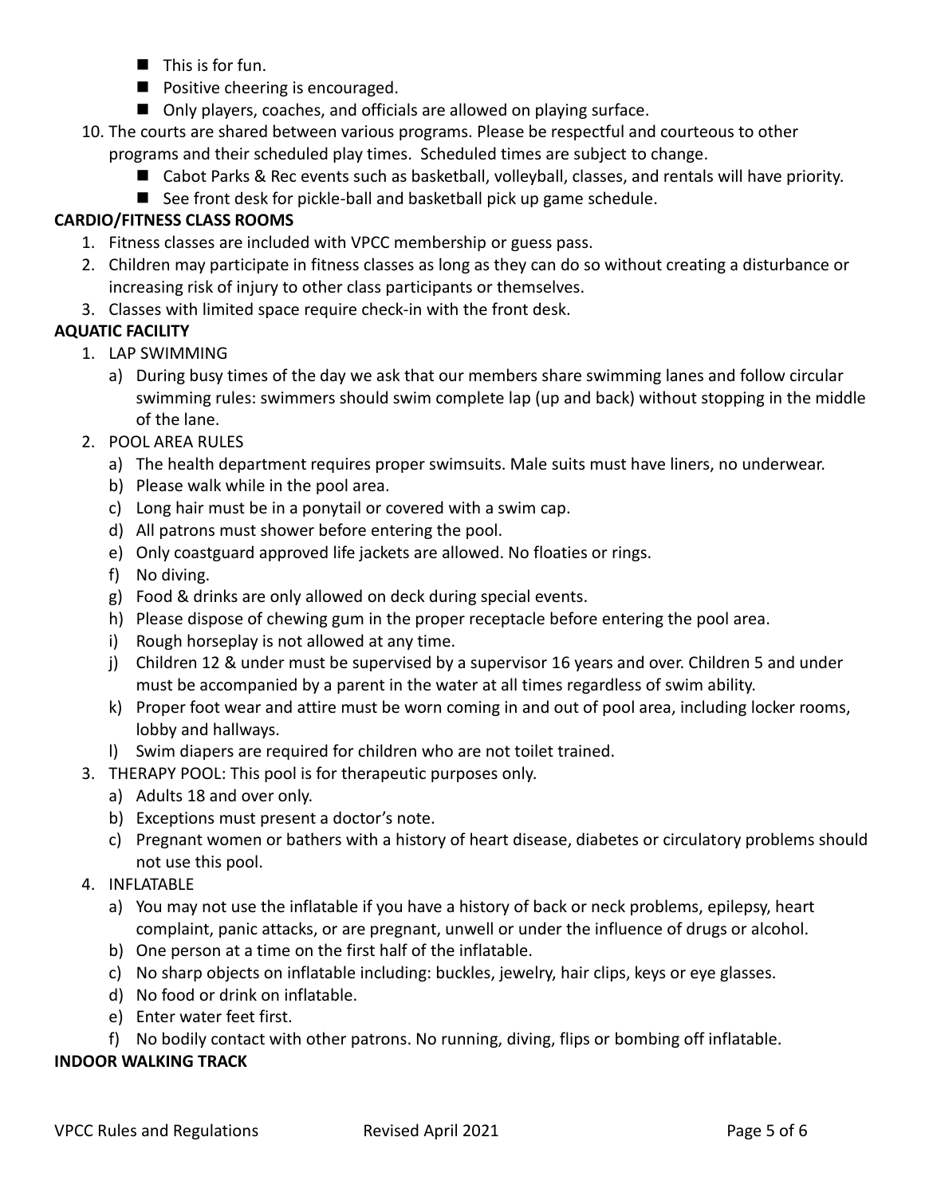- This is for fun.
- Positive cheering is encouraged.
- Only players, coaches, and officials are allowed on playing surface.

10. The courts are shared between various programs. Please be respectful and courteous to other programs and their scheduled play times. Scheduled times are subject to change.
    - Cabot Parks & Rec events such as basketball, volleyball, classes, and rentals will have priority.
    - See front desk for pickle-ball and basketball pick up game schedule.

**CARDIO/FITNESS CLASS ROOMS**

1. Fitness classes are included with VPCC membership or guess pass.
2. Children may participate in fitness classes as long as they can do so without creating a disturbance or increasing risk of injury to other class participants or themselves.
3. Classes with limited space require check-in with the front desk.

**AQUATIC FACILITY**

1. LAP SWIMMING
   a) During busy times of the day we ask that our members share swimming lanes and follow circular swimming rules: swimmers should swim complete lap (up and back) without stopping in the middle of the lane.
2. POOL AREA RULES
   a) The health department requires proper swimsuits. Male suits must have liners, no underwear.
   b) Please walk while in the pool area.
   c) Long hair must be in a ponytail or covered with a swim cap.
   d) All patrons must shower before entering the pool.
   e) Only coastguard approved life jackets are allowed. No floaties or rings.
   f) No diving.
   g) Food & drinks are only allowed on deck during special events.
   h) Please dispose of chewing gum in the proper receptacle before entering the pool area.
   i) Rough horseplay is not allowed at any time.
   j) Children 12 & under must be supervised by a supervisor 16 years and over. Children 5 and under must be accompanied by a parent in the water at all times regardless of swim ability.
   k) Proper foot wear and attire must be worn coming in and out of pool area, including locker rooms, lobby and hallways.
   l) Swim diapers are required for children who are not toilet trained.
3. THERAPY POOL: This pool is for therapeutic purposes only.
   a) Adults 18 and over only.
   b) Exceptions must present a doctor's note.
   c) Pregnant women or bathers with a history of heart disease, diabetes or circulatory problems should not use this pool.
4. INFLATABLE
   a) You may not use the inflatable if you have a history of back or neck problems, epilepsy, heart complaint, panic attacks, or are pregnant, unwell or under the influence of drugs or alcohol.
   b) One person at a time on the first half of the inflatable.
   c) No sharp objects on inflatable including: buckles, jewelry, hair clips, keys or eye glasses.
   d) No food or drink on inflatable.
   e) Enter water feet first.
   f) No bodily contact with other patrons. No running, diving, flips or bombing off inflatable.

**INDOOR WALKING TRACK**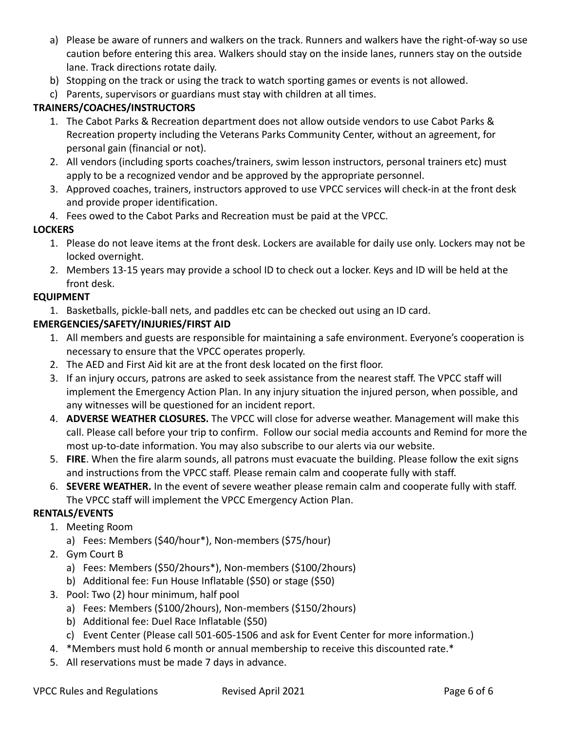a) Please be aware of runners and walkers on the track. Runners and walkers have the right-of-way so use caution before entering this area. Walkers should stay on the inside lanes, runners stay on the outside lane. Track directions rotate daily.
b) Stopping on the track or using the track to watch sporting games or events is not allowed.
c) Parents, supervisors or guardians must stay with children at all times.

**TRAINERS/COACHES/INSTRUCTORS**

1. The Cabot Parks & Recreation department does not allow outside vendors to use Cabot Parks & Recreation property including the Veterans Parks Community Center, without an agreement, for personal gain (financial or not).
2. All vendors (including sports coaches/trainers, swim lesson instructors, personal trainers etc) must apply to be a recognized vendor and be approved by the appropriate personnel.
3. Approved coaches, trainers, instructors approved to use VPCC services will check-in at the front desk and provide proper identification.
4. Fees owed to the Cabot Parks and Recreation must be paid at the VPCC.

**LOCKERS**

1. Please do not leave items at the front desk. Lockers are available for daily use only. Lockers may not be locked overnight.
2. Members 13-15 years may provide a school ID to check out a locker. Keys and ID will be held at the front desk.

**EQUIPMENT**

1. Basketballs, pickle-ball nets, and paddles etc can be checked out using an ID card.

**EMERGENCIES/SAFETY/INJURIES/FIRST AID**

1. All members and guests are responsible for maintaining a safe environment. Everyone's cooperation is necessary to ensure that the VPCC operates properly.
2. The AED and First Aid kit are at the front desk located on the first floor.
3. If an injury occurs, patrons are asked to seek assistance from the nearest staff. The VPCC staff will implement the Emergency Action Plan. In any injury situation the injured person, when possible, and any witnesses will be questioned for an incident report.
4. **ADVERSE WEATHER CLOSURES.** The VPCC will close for adverse weather. Management will make this call. Please call before your trip to confirm. Follow our social media accounts and Remind for more the most up-to-date information. You may also subscribe to our alerts via our website.
5. **FIRE**. When the fire alarm sounds, all patrons must evacuate the building. Please follow the exit signs and instructions from the VPCC staff. Please remain calm and cooperate fully with staff.
6. **SEVERE WEATHER.** In the event of severe weather please remain calm and cooperate fully with staff. The VPCC staff will implement the VPCC Emergency Action Plan.

**RENTALS/EVENTS**

1. Meeting Room
   a) Fees: Members ($40/hour*), Non-members ($75/hour)
2. Gym Court B
   a) Fees: Members ($50/2hours*), Non-members ($100/2hours)
   b) Additional fee: Fun House Inflatable ($50) or stage ($50)
3. Pool: Two (2) hour minimum, half pool
   a) Fees: Members ($100/2hours), Non-members ($150/2hours)
   b) Additional fee: Duel Race Inflatable ($50)
   c) Event Center (Please call 501-605-1506 and ask for Event Center for more information.)
4. *Members must hold 6 month or annual membership to receive this discounted rate.*
5. All reservations must be made 7 days in advance.